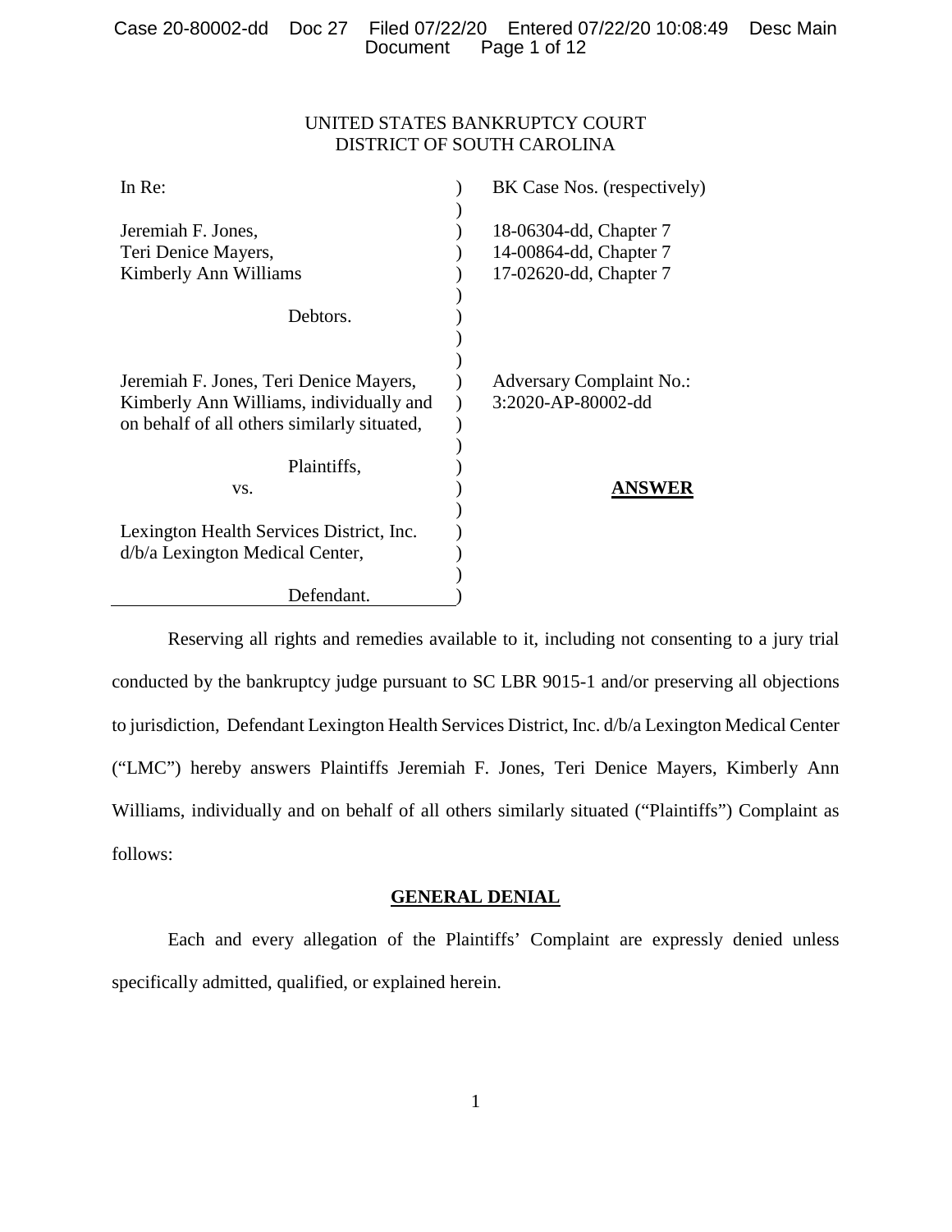UNITED STATES BANKRUPTCY COURT
DISTRICT OF SOUTH CAROLINA

| | | |
|---|---|---|
| In Re: | ) | BK Case Nos. (respectively) |
| Jeremiah F. Jones, | ) | 18-06304-dd, Chapter 7 |
| Teri Denice Mayers, | ) | 14-00864-dd, Chapter 7 |
| Kimberly Ann Williams | ) | 17-02620-dd, Chapter 7 |
| Debtors. | ) | |
| Jeremiah F. Jones, Teri Denice Mayers, Kimberly Ann Williams, individually and on behalf of all others similarly situated, | ) | Adversary Complaint No.: 3:2020-AP-80002-dd |
| Plaintiffs, | ) | |
| vs. | ) | **ANSWER** |
| Lexington Health Services District, Inc. d/b/a Lexington Medical Center, | ) | |
| Defendant. | ) | |

Reserving all rights and remedies available to it, including not consenting to a jury trial conducted by the bankruptcy judge pursuant to SC LBR 9015-1 and/or preserving all objections to jurisdiction, Defendant Lexington Health Services District, Inc. d/b/a Lexington Medical Center ("LMC") hereby answers Plaintiffs Jeremiah F. Jones, Teri Denice Mayers, Kimberly Ann Williams, individually and on behalf of all others similarly situated ("Plaintiffs") Complaint as follows:

## GENERAL DENIAL

Each and every allegation of the Plaintiffs' Complaint are expressly denied unless specifically admitted, qualified, or explained herein.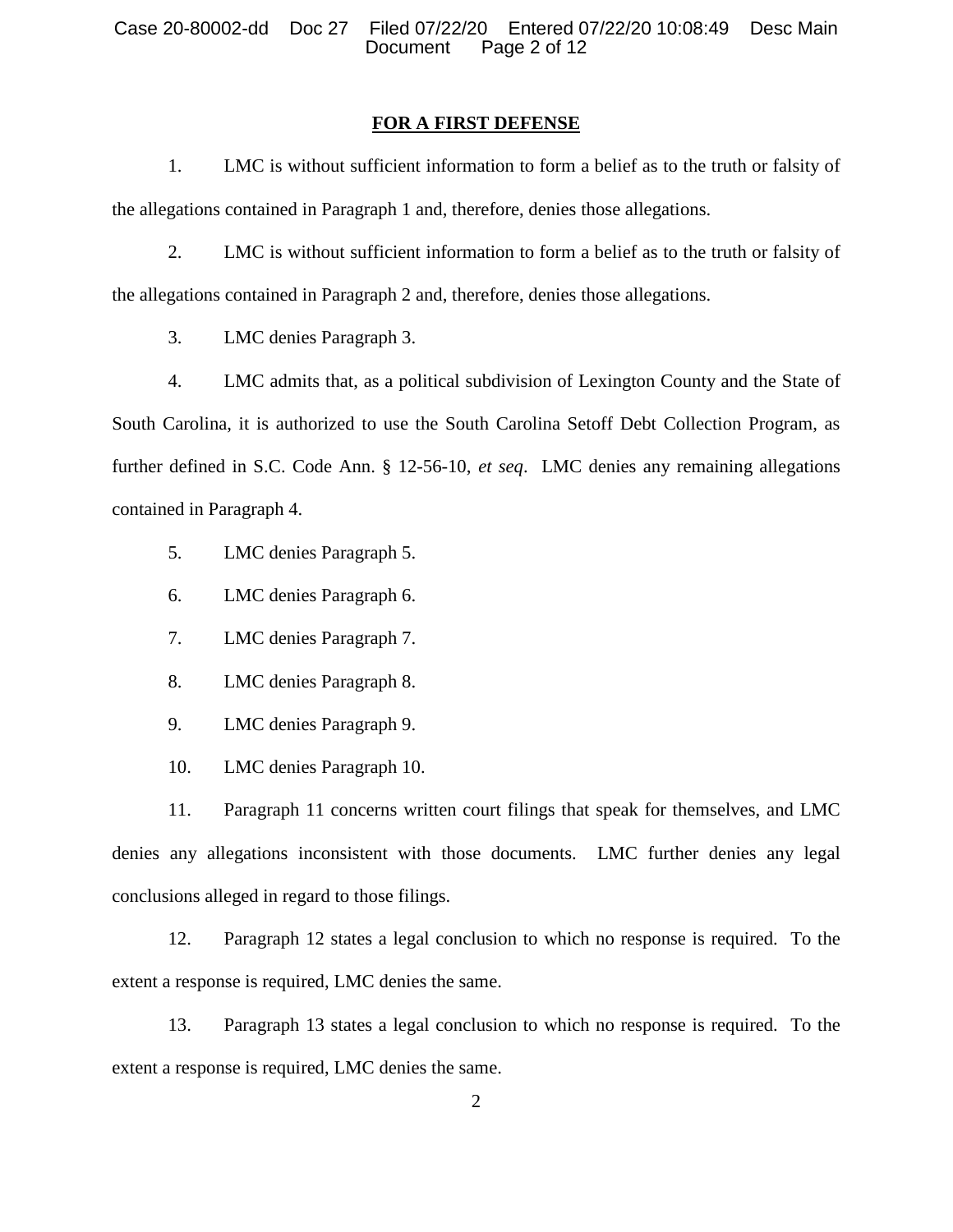**FOR A FIRST DEFENSE**

1. LMC is without sufficient information to form a belief as to the truth or falsity of the allegations contained in Paragraph 1 and, therefore, denies those allegations.

2. LMC is without sufficient information to form a belief as to the truth or falsity of the allegations contained in Paragraph 2 and, therefore, denies those allegations.

3. LMC denies Paragraph 3.

4. LMC admits that, as a political subdivision of Lexington County and the State of South Carolina, it is authorized to use the South Carolina Setoff Debt Collection Program, as further defined in S.C. Code Ann. § 12-56-10, *et seq*. LMC denies any remaining allegations contained in Paragraph 4.

5. LMC denies Paragraph 5.

6. LMC denies Paragraph 6.

7. LMC denies Paragraph 7.

8. LMC denies Paragraph 8.

9. LMC denies Paragraph 9.

10. LMC denies Paragraph 10.

11. Paragraph 11 concerns written court filings that speak for themselves, and LMC denies any allegations inconsistent with those documents. LMC further denies any legal conclusions alleged in regard to those filings.

12. Paragraph 12 states a legal conclusion to which no response is required. To the extent a response is required, LMC denies the same.

13. Paragraph 13 states a legal conclusion to which no response is required. To the extent a response is required, LMC denies the same.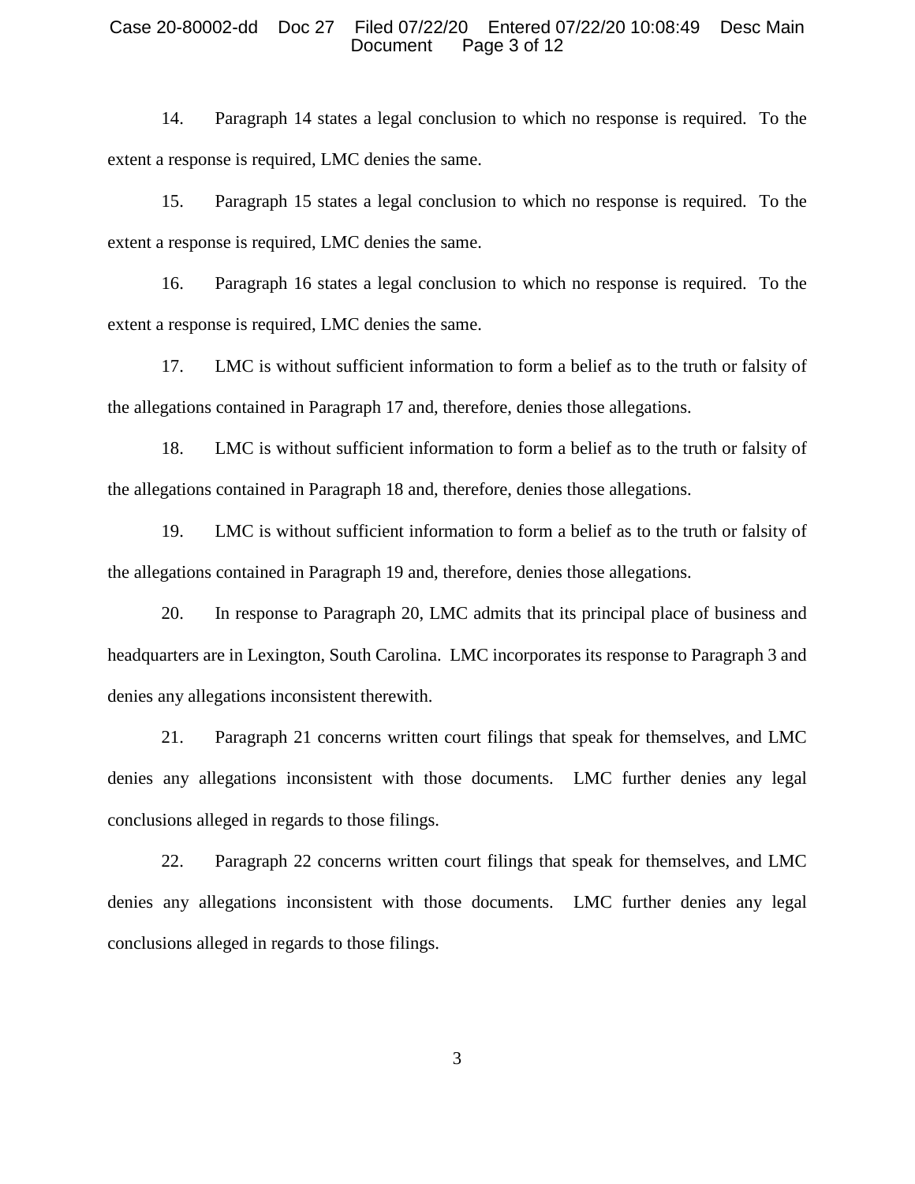14. Paragraph 14 states a legal conclusion to which no response is required. To the extent a response is required, LMC denies the same.

15. Paragraph 15 states a legal conclusion to which no response is required. To the extent a response is required, LMC denies the same.

16. Paragraph 16 states a legal conclusion to which no response is required. To the extent a response is required, LMC denies the same.

17. LMC is without sufficient information to form a belief as to the truth or falsity of the allegations contained in Paragraph 17 and, therefore, denies those allegations.

18. LMC is without sufficient information to form a belief as to the truth or falsity of the allegations contained in Paragraph 18 and, therefore, denies those allegations.

19. LMC is without sufficient information to form a belief as to the truth or falsity of the allegations contained in Paragraph 19 and, therefore, denies those allegations.

20. In response to Paragraph 20, LMC admits that its principal place of business and headquarters are in Lexington, South Carolina. LMC incorporates its response to Paragraph 3 and denies any allegations inconsistent therewith.

21. Paragraph 21 concerns written court filings that speak for themselves, and LMC denies any allegations inconsistent with those documents. LMC further denies any legal conclusions alleged in regards to those filings.

22. Paragraph 22 concerns written court filings that speak for themselves, and LMC denies any allegations inconsistent with those documents. LMC further denies any legal conclusions alleged in regards to those filings.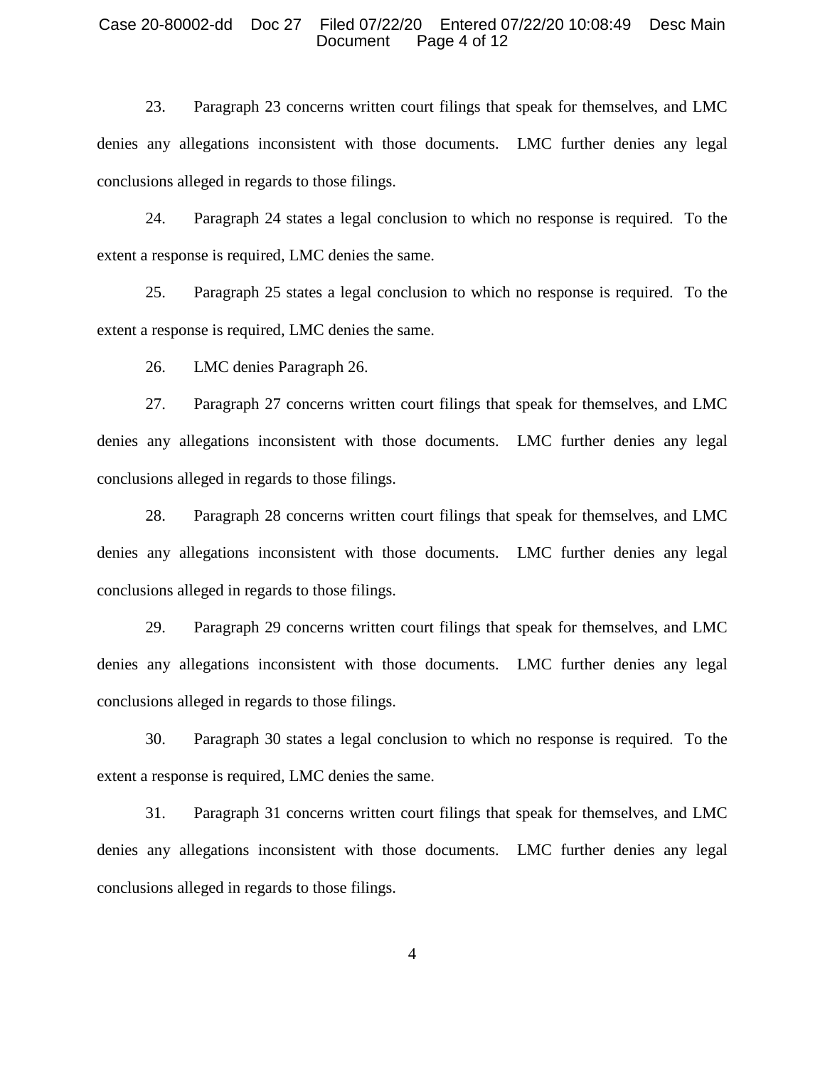23. Paragraph 23 concerns written court filings that speak for themselves, and LMC denies any allegations inconsistent with those documents. LMC further denies any legal conclusions alleged in regards to those filings.

24. Paragraph 24 states a legal conclusion to which no response is required. To the extent a response is required, LMC denies the same.

25. Paragraph 25 states a legal conclusion to which no response is required. To the extent a response is required, LMC denies the same.

26. LMC denies Paragraph 26.

27. Paragraph 27 concerns written court filings that speak for themselves, and LMC denies any allegations inconsistent with those documents. LMC further denies any legal conclusions alleged in regards to those filings.

28. Paragraph 28 concerns written court filings that speak for themselves, and LMC denies any allegations inconsistent with those documents. LMC further denies any legal conclusions alleged in regards to those filings.

29. Paragraph 29 concerns written court filings that speak for themselves, and LMC denies any allegations inconsistent with those documents. LMC further denies any legal conclusions alleged in regards to those filings.

30. Paragraph 30 states a legal conclusion to which no response is required. To the extent a response is required, LMC denies the same.

31. Paragraph 31 concerns written court filings that speak for themselves, and LMC denies any allegations inconsistent with those documents. LMC further denies any legal conclusions alleged in regards to those filings.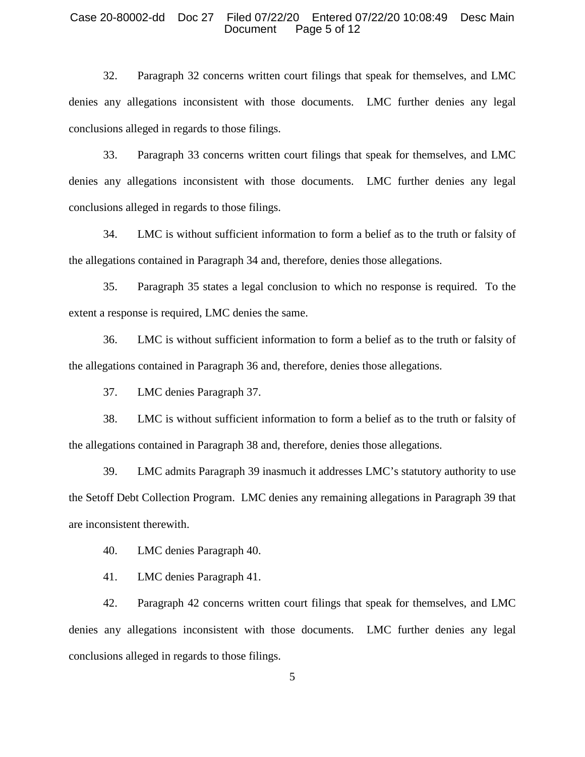32. Paragraph 32 concerns written court filings that speak for themselves, and LMC denies any allegations inconsistent with those documents. LMC further denies any legal conclusions alleged in regards to those filings.

33. Paragraph 33 concerns written court filings that speak for themselves, and LMC denies any allegations inconsistent with those documents. LMC further denies any legal conclusions alleged in regards to those filings.

34. LMC is without sufficient information to form a belief as to the truth or falsity of the allegations contained in Paragraph 34 and, therefore, denies those allegations.

35. Paragraph 35 states a legal conclusion to which no response is required. To the extent a response is required, LMC denies the same.

36. LMC is without sufficient information to form a belief as to the truth or falsity of the allegations contained in Paragraph 36 and, therefore, denies those allegations.

37. LMC denies Paragraph 37.

38. LMC is without sufficient information to form a belief as to the truth or falsity of the allegations contained in Paragraph 38 and, therefore, denies those allegations.

39. LMC admits Paragraph 39 inasmuch it addresses LMC's statutory authority to use the Setoff Debt Collection Program. LMC denies any remaining allegations in Paragraph 39 that are inconsistent therewith.

40. LMC denies Paragraph 40.

41. LMC denies Paragraph 41.

42. Paragraph 42 concerns written court filings that speak for themselves, and LMC denies any allegations inconsistent with those documents. LMC further denies any legal conclusions alleged in regards to those filings.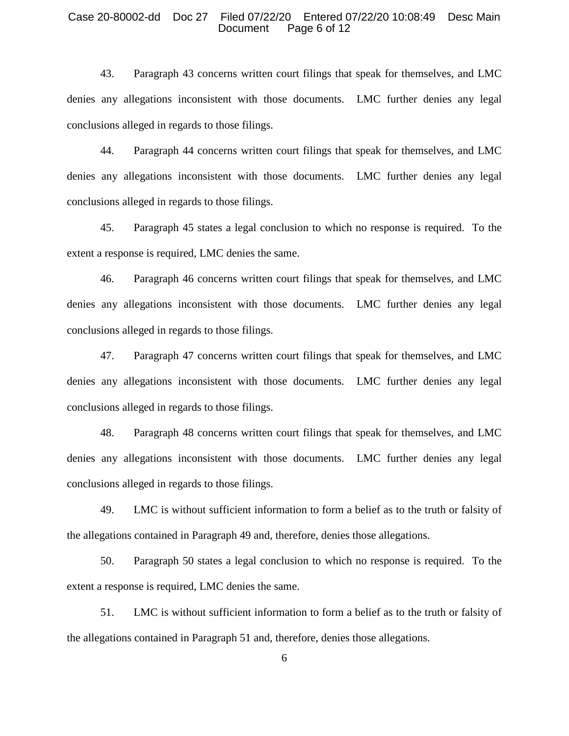43. Paragraph 43 concerns written court filings that speak for themselves, and LMC denies any allegations inconsistent with those documents. LMC further denies any legal conclusions alleged in regards to those filings.

44. Paragraph 44 concerns written court filings that speak for themselves, and LMC denies any allegations inconsistent with those documents. LMC further denies any legal conclusions alleged in regards to those filings.

45. Paragraph 45 states a legal conclusion to which no response is required. To the extent a response is required, LMC denies the same.

46. Paragraph 46 concerns written court filings that speak for themselves, and LMC denies any allegations inconsistent with those documents. LMC further denies any legal conclusions alleged in regards to those filings.

47. Paragraph 47 concerns written court filings that speak for themselves, and LMC denies any allegations inconsistent with those documents. LMC further denies any legal conclusions alleged in regards to those filings.

48. Paragraph 48 concerns written court filings that speak for themselves, and LMC denies any allegations inconsistent with those documents. LMC further denies any legal conclusions alleged in regards to those filings.

49. LMC is without sufficient information to form a belief as to the truth or falsity of the allegations contained in Paragraph 49 and, therefore, denies those allegations.

50. Paragraph 50 states a legal conclusion to which no response is required. To the extent a response is required, LMC denies the same.

51. LMC is without sufficient information to form a belief as to the truth or falsity of the allegations contained in Paragraph 51 and, therefore, denies those allegations.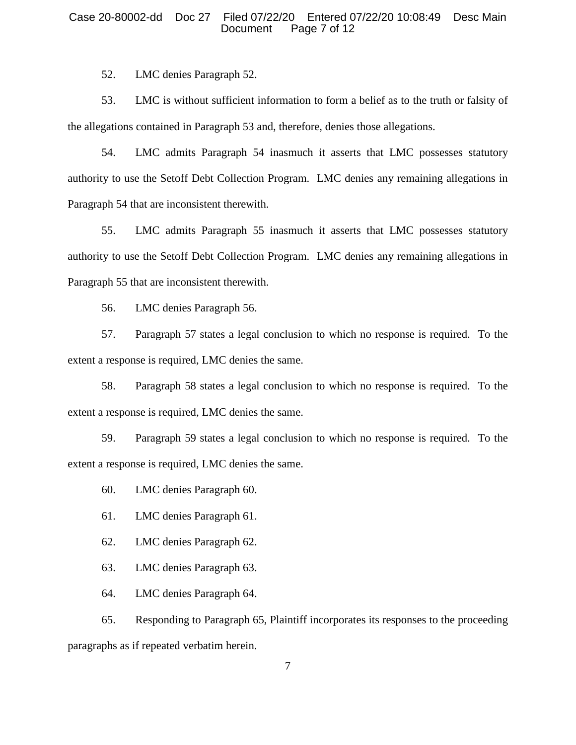52. LMC denies Paragraph 52.

53. LMC is without sufficient information to form a belief as to the truth or falsity of the allegations contained in Paragraph 53 and, therefore, denies those allegations.

54. LMC admits Paragraph 54 inasmuch it asserts that LMC possesses statutory authority to use the Setoff Debt Collection Program. LMC denies any remaining allegations in Paragraph 54 that are inconsistent therewith.

55. LMC admits Paragraph 55 inasmuch it asserts that LMC possesses statutory authority to use the Setoff Debt Collection Program. LMC denies any remaining allegations in Paragraph 55 that are inconsistent therewith.

56. LMC denies Paragraph 56.

57. Paragraph 57 states a legal conclusion to which no response is required. To the extent a response is required, LMC denies the same.

58. Paragraph 58 states a legal conclusion to which no response is required. To the extent a response is required, LMC denies the same.

59. Paragraph 59 states a legal conclusion to which no response is required. To the extent a response is required, LMC denies the same.

60. LMC denies Paragraph 60.

61. LMC denies Paragraph 61.

62. LMC denies Paragraph 62.

63. LMC denies Paragraph 63.

64. LMC denies Paragraph 64.

65. Responding to Paragraph 65, Plaintiff incorporates its responses to the proceeding paragraphs as if repeated verbatim herein.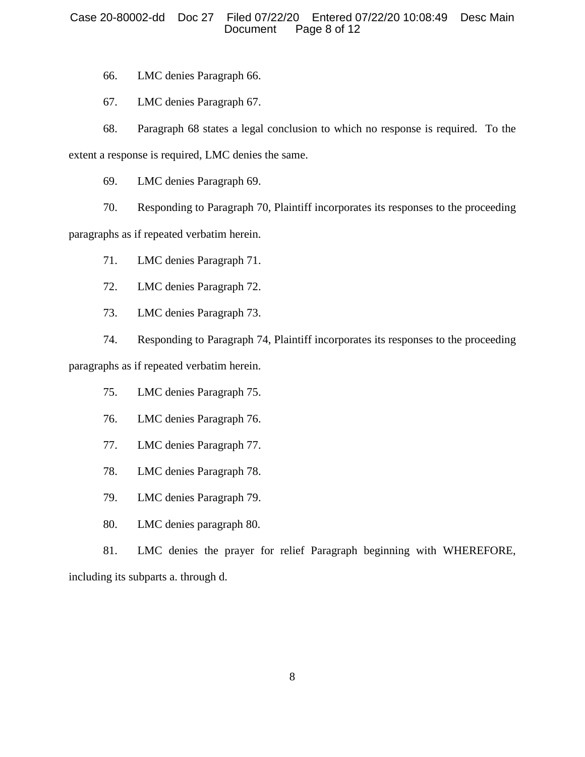66. LMC denies Paragraph 66.

67. LMC denies Paragraph 67.

68. Paragraph 68 states a legal conclusion to which no response is required. To the extent a response is required, LMC denies the same.

69. LMC denies Paragraph 69.

70. Responding to Paragraph 70, Plaintiff incorporates its responses to the proceeding paragraphs as if repeated verbatim herein.

71. LMC denies Paragraph 71.

72. LMC denies Paragraph 72.

73. LMC denies Paragraph 73.

74. Responding to Paragraph 74, Plaintiff incorporates its responses to the proceeding paragraphs as if repeated verbatim herein.

75. LMC denies Paragraph 75.

76. LMC denies Paragraph 76.

77. LMC denies Paragraph 77.

78. LMC denies Paragraph 78.

79. LMC denies Paragraph 79.

80. LMC denies paragraph 80.

81. LMC denies the prayer for relief Paragraph beginning with WHEREFORE, including its subparts a. through d.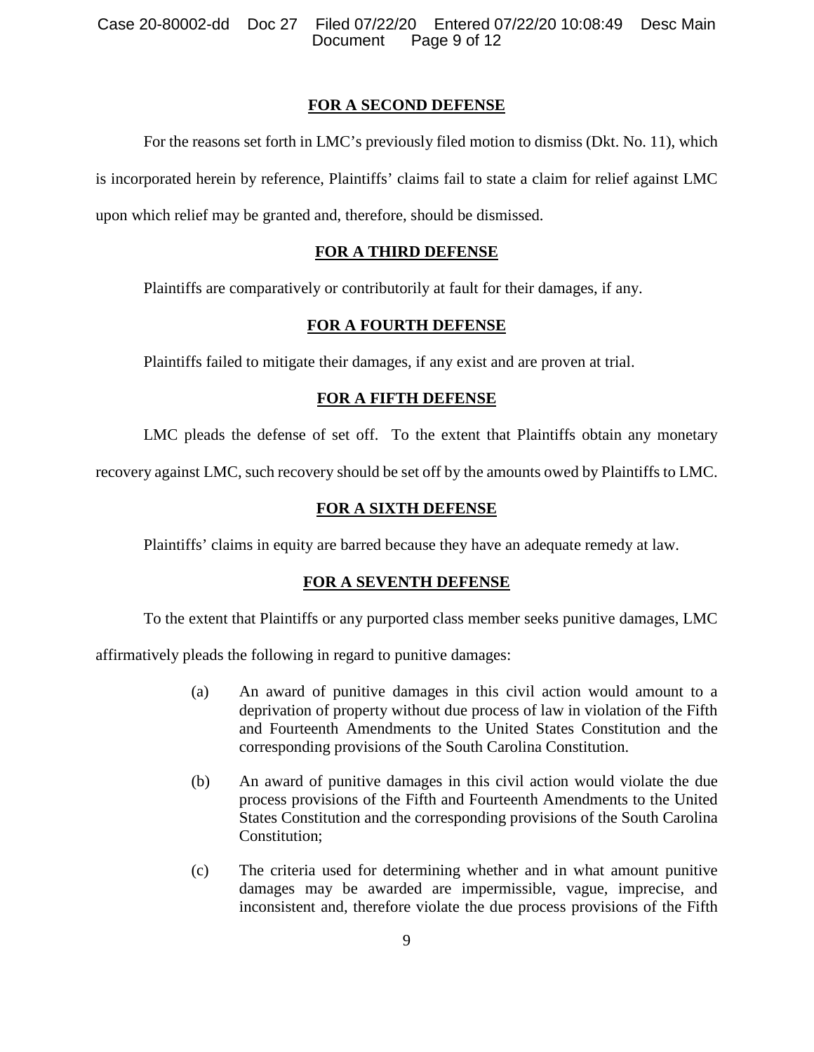**FOR A SECOND DEFENSE**

For the reasons set forth in LMC's previously filed motion to dismiss (Dkt. No. 11), which is incorporated herein by reference, Plaintiffs' claims fail to state a claim for relief against LMC upon which relief may be granted and, therefore, should be dismissed.

**FOR A THIRD DEFENSE**

Plaintiffs are comparatively or contributorily at fault for their damages, if any.

**FOR A FOURTH DEFENSE**

Plaintiffs failed to mitigate their damages, if any exist and are proven at trial.

**FOR A FIFTH DEFENSE**

LMC pleads the defense of set off. To the extent that Plaintiffs obtain any monetary recovery against LMC, such recovery should be set off by the amounts owed by Plaintiffs to LMC.

**FOR A SIXTH DEFENSE**

Plaintiffs' claims in equity are barred because they have an adequate remedy at law.

**FOR A SEVENTH DEFENSE**

To the extent that Plaintiffs or any purported class member seeks punitive damages, LMC affirmatively pleads the following in regard to punitive damages:

(a) An award of punitive damages in this civil action would amount to a deprivation of property without due process of law in violation of the Fifth and Fourteenth Amendments to the United States Constitution and the corresponding provisions of the South Carolina Constitution.

(b) An award of punitive damages in this civil action would violate the due process provisions of the Fifth and Fourteenth Amendments to the United States Constitution and the corresponding provisions of the South Carolina Constitution;

(c) The criteria used for determining whether and in what amount punitive damages may be awarded are impermissible, vague, imprecise, and inconsistent and, therefore violate the due process provisions of the Fifth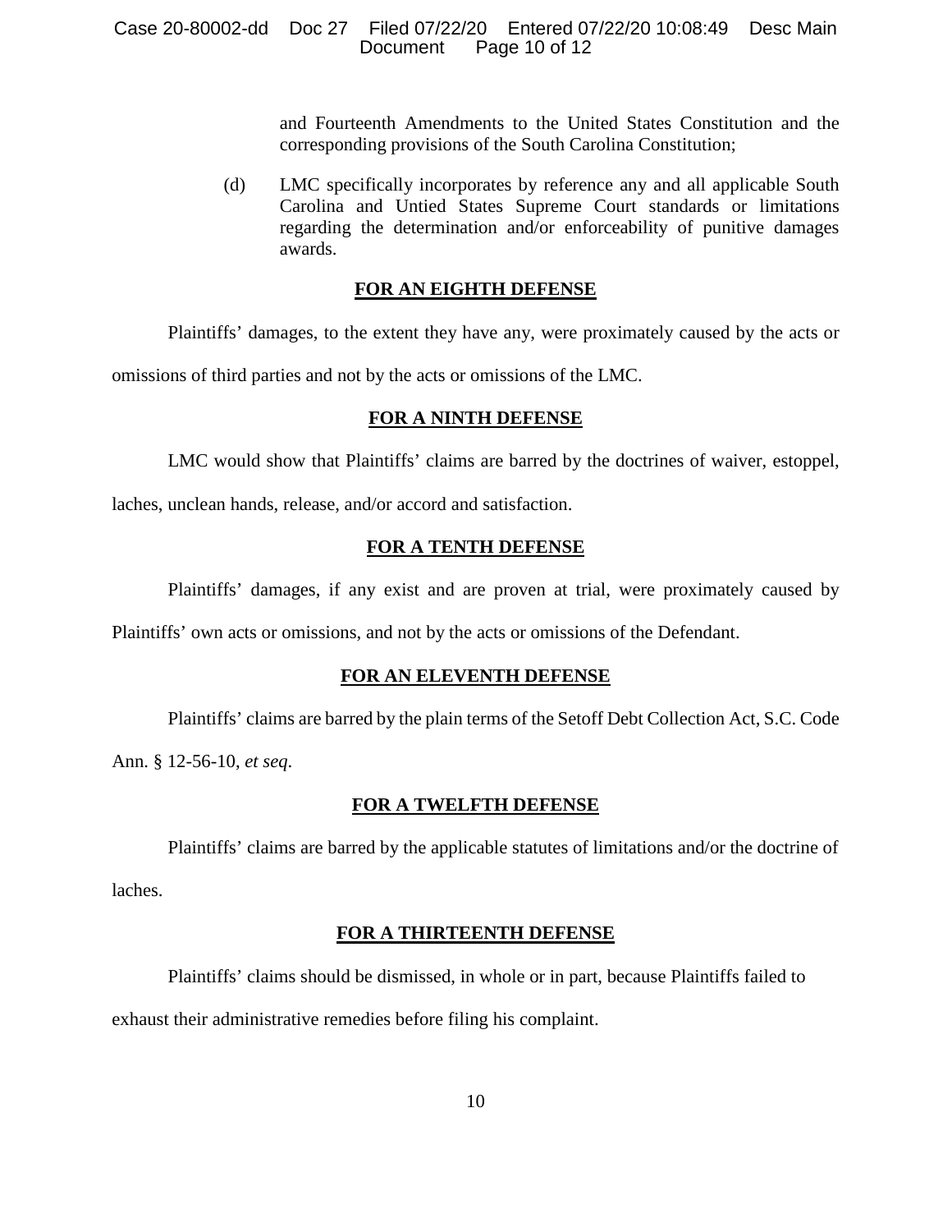and Fourteenth Amendments to the United States Constitution and the corresponding provisions of the South Carolina Constitution;

(d) LMC specifically incorporates by reference any and all applicable South Carolina and Untied States Supreme Court standards or limitations regarding the determination and/or enforceability of punitive damages awards.

**FOR AN EIGHTH DEFENSE**

Plaintiffs' damages, to the extent they have any, were proximately caused by the acts or omissions of third parties and not by the acts or omissions of the LMC.

**FOR A NINTH DEFENSE**

LMC would show that Plaintiffs' claims are barred by the doctrines of waiver, estoppel, laches, unclean hands, release, and/or accord and satisfaction.

**FOR A TENTH DEFENSE**

Plaintiffs' damages, if any exist and are proven at trial, were proximately caused by Plaintiffs' own acts or omissions, and not by the acts or omissions of the Defendant.

**FOR AN ELEVENTH DEFENSE**

Plaintiffs' claims are barred by the plain terms of the Setoff Debt Collection Act, S.C. Code Ann. § 12-56-10, *et seq*.

**FOR A TWELFTH DEFENSE**

Plaintiffs' claims are barred by the applicable statutes of limitations and/or the doctrine of laches.

**FOR A THIRTEENTH DEFENSE**

Plaintiffs' claims should be dismissed, in whole or in part, because Plaintiffs failed to exhaust their administrative remedies before filing his complaint.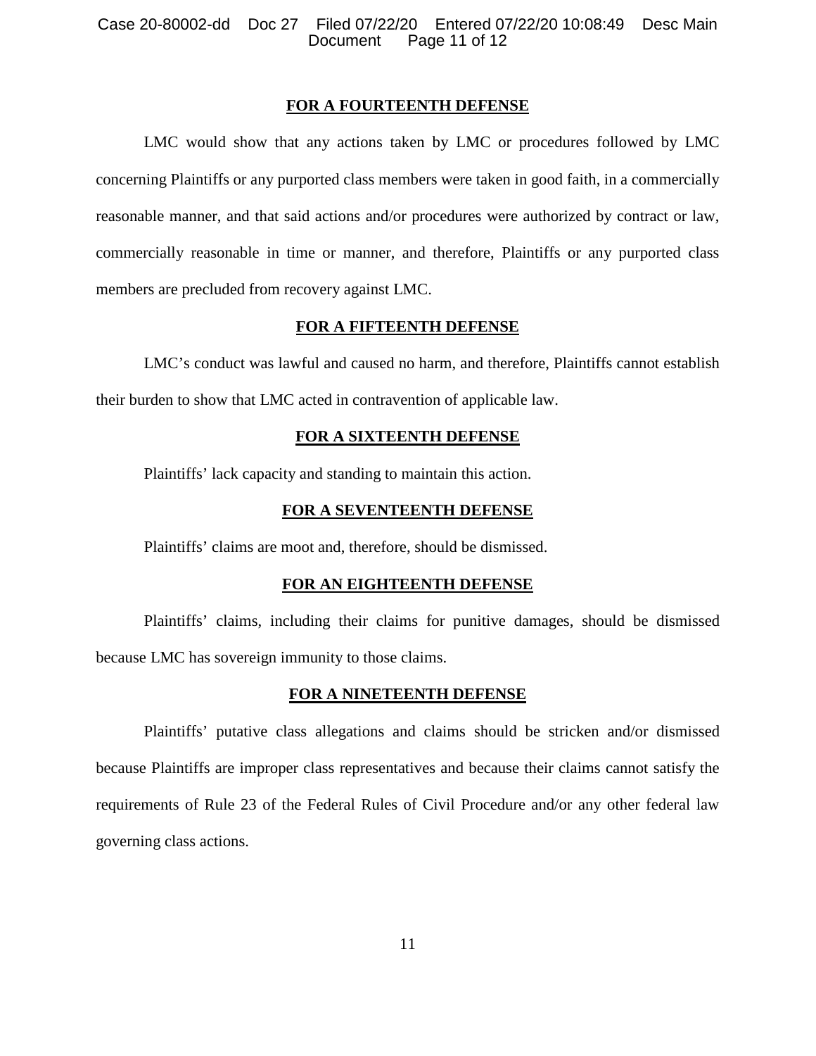**FOR A FOURTEENTH DEFENSE**

LMC would show that any actions taken by LMC or procedures followed by LMC concerning Plaintiffs or any purported class members were taken in good faith, in a commercially reasonable manner, and that said actions and/or procedures were authorized by contract or law, commercially reasonable in time or manner, and therefore, Plaintiffs or any purported class members are precluded from recovery against LMC.

**FOR A FIFTEENTH DEFENSE**

LMC's conduct was lawful and caused no harm, and therefore, Plaintiffs cannot establish their burden to show that LMC acted in contravention of applicable law.

**FOR A SIXTEENTH DEFENSE**

Plaintiffs' lack capacity and standing to maintain this action.

**FOR A SEVENTEENTH DEFENSE**

Plaintiffs' claims are moot and, therefore, should be dismissed.

**FOR AN EIGHTEENTH DEFENSE**

Plaintiffs' claims, including their claims for punitive damages, should be dismissed because LMC has sovereign immunity to those claims.

**FOR A NINETEENTH DEFENSE**

Plaintiffs' putative class allegations and claims should be stricken and/or dismissed because Plaintiffs are improper class representatives and because their claims cannot satisfy the requirements of Rule 23 of the Federal Rules of Civil Procedure and/or any other federal law governing class actions.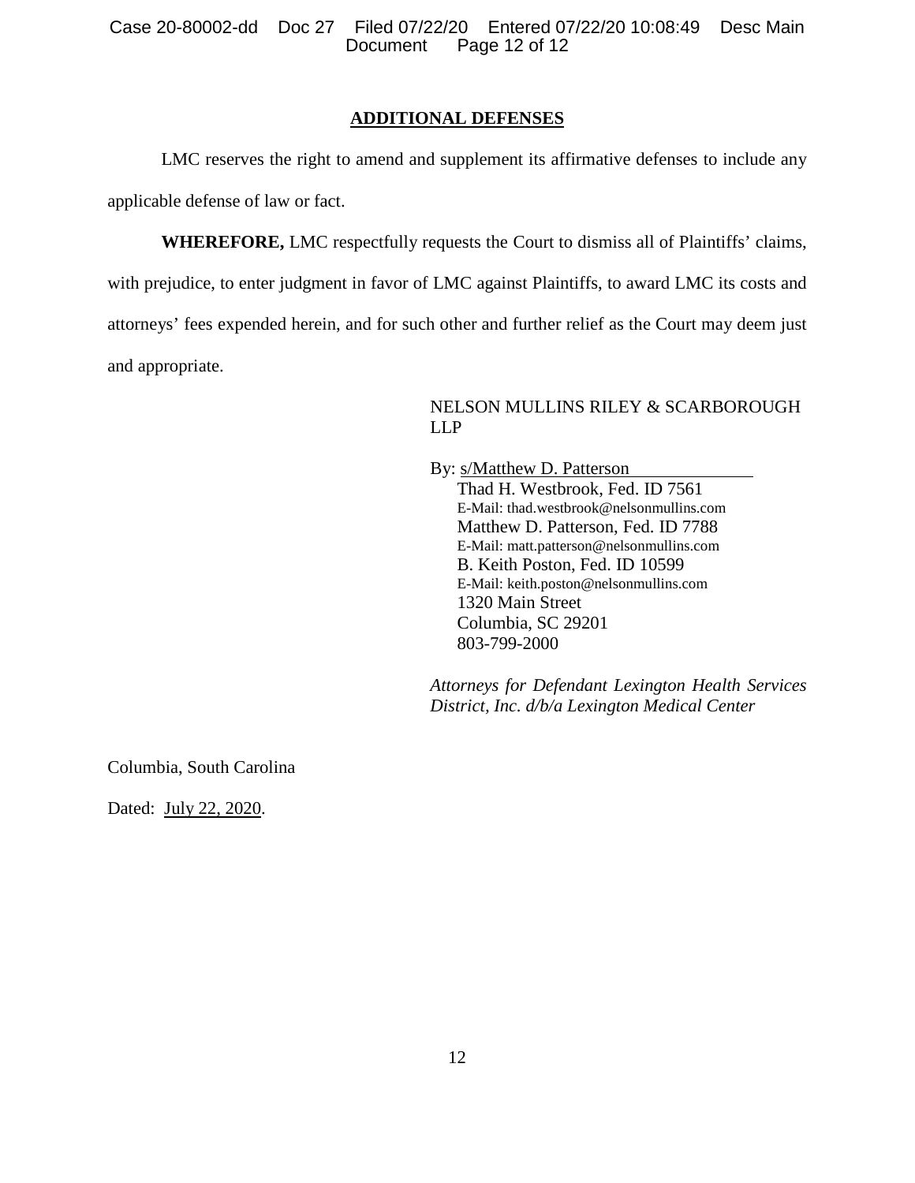## ADDITIONAL DEFENSES

LMC reserves the right to amend and supplement its affirmative defenses to include any applicable defense of law or fact.

**WHEREFORE,** LMC respectfully requests the Court to dismiss all of Plaintiffs' claims, with prejudice, to enter judgment in favor of LMC against Plaintiffs, to award LMC its costs and attorneys' fees expended herein, and for such other and further relief as the Court may deem just and appropriate.

NELSON MULLINS RILEY & SCARBOROUGH LLP

By: s/Matthew D. Patterson
Thad H. Westbrook, Fed. ID 7561
E-Mail: thad.westbrook@nelsonmullins.com
Matthew D. Patterson, Fed. ID 7788
E-Mail: matt.patterson@nelsonmullins.com
B. Keith Poston, Fed. ID 10599
E-Mail: keith.poston@nelsonmullins.com
1320 Main Street
Columbia, SC 29201
803-799-2000

*Attorneys for Defendant Lexington Health Services District, Inc. d/b/a Lexington Medical Center*

Columbia, South Carolina

Dated: July 22, 2020.